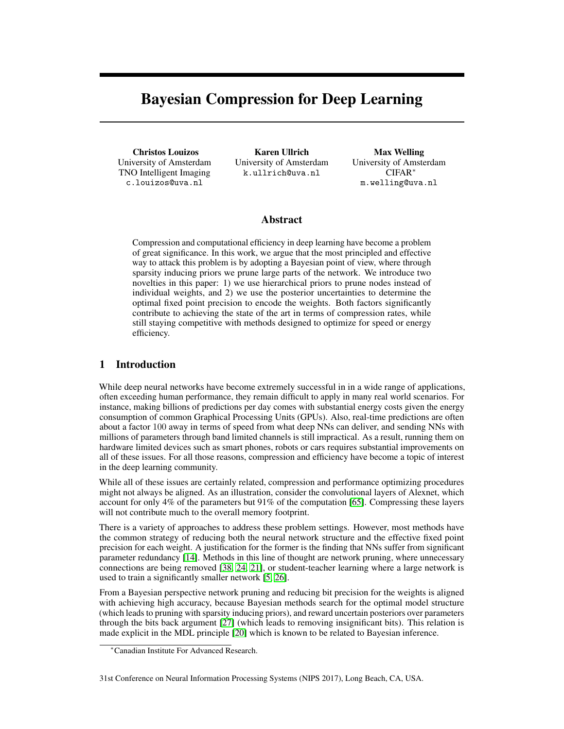# Bayesian Compression for Deep Learning

**Christos Louizos**
University of Amsterdam
TNO Intelligent Imaging
c.louizos@uva.nl

**Karen Ullrich**
University of Amsterdam
k.ullrich@uva.nl

**Max Welling**
University of Amsterdam
CIFAR*
m.welling@uva.nl

## Abstract

Compression and computational efficiency in deep learning have become a problem of great significance. In this work, we argue that the most principled and effective way to attack this problem is by adopting a Bayesian point of view, where through sparsity inducing priors we prune large parts of the network. We introduce two novelties in this paper: 1) we use hierarchical priors to prune nodes instead of individual weights, and 2) we use the posterior uncertainties to determine the optimal fixed point precision to encode the weights. Both factors significantly contribute to achieving the state of the art in terms of compression rates, while still staying competitive with methods designed to optimize for speed or energy efficiency.

## 1 Introduction

While deep neural networks have become extremely successful in in a wide range of applications, often exceeding human performance, they remain difficult to apply in many real world scenarios. For instance, making billions of predictions per day comes with substantial energy costs given the energy consumption of common Graphical Processing Units (GPUs). Also, real-time predictions are often about a factor $100$ away in terms of speed from what deep NNs can deliver, and sending NNs with millions of parameters through band limited channels is still impractical. As a result, running them on hardware limited devices such as smart phones, robots or cars requires substantial improvements on all of these issues. For all those reasons, compression and efficiency have become a topic of interest in the deep learning community.

While all of these issues are certainly related, compression and performance optimizing procedures might not always be aligned. As an illustration, consider the convolutional layers of Alexnet, which account for only 4% of the parameters but 91% of the computation [65]. Compressing these layers will not contribute much to the overall memory footprint.

There is a variety of approaches to address these problem settings. However, most methods have the common strategy of reducing both the neural network structure and the effective fixed point precision for each weight. A justification for the former is the finding that NNs suffer from significant parameter redundancy [14]. Methods in this line of thought are network pruning, where unnecessary connections are being removed [38, 24, 21], or student-teacher learning where a large network is used to train a significantly smaller network [5, 26].

From a Bayesian perspective network pruning and reducing bit precision for the weights is aligned with achieving high accuracy, because Bayesian methods search for the optimal model structure (which leads to pruning with sparsity inducing priors), and reward uncertain posteriors over parameters through the bits back argument [27] (which leads to removing insignificant bits). This relation is made explicit in the MDL principle [20] which is known to be related to Bayesian inference.

*Canadian Institute For Advanced Research.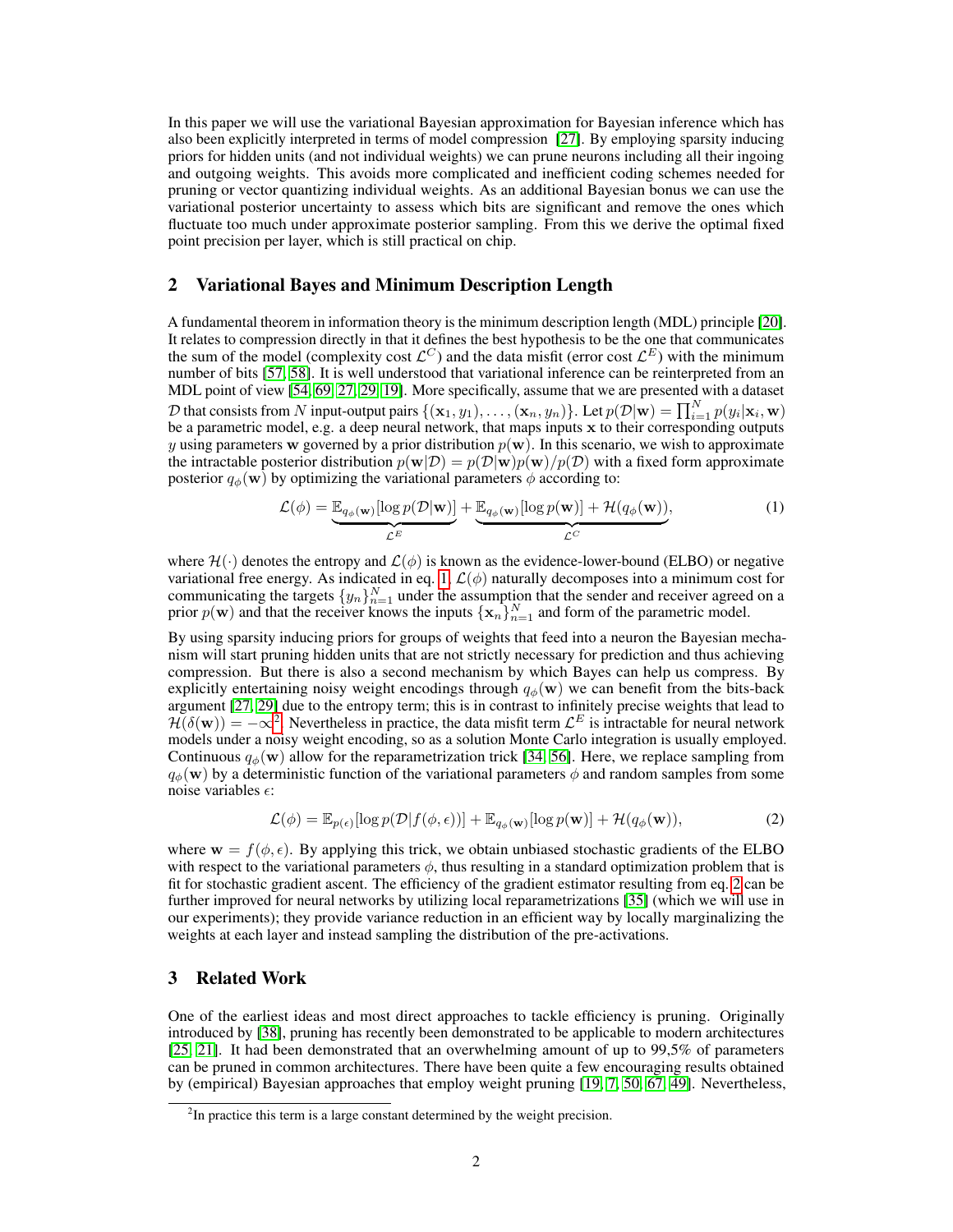In this paper we will use the variational Bayesian approximation for Bayesian inference which has also been explicitly interpreted in terms of model compression [27]. By employing sparsity inducing priors for hidden units (and not individual weights) we can prune neurons including all their ingoing and outgoing weights. This avoids more complicated and inefficient coding schemes needed for pruning or vector quantizing individual weights. As an additional Bayesian bonus we can use the variational posterior uncertainty to assess which bits are significant and remove the ones which fluctuate too much under approximate posterior sampling. From this we derive the optimal fixed point precision per layer, which is still practical on chip.

## 2 Variational Bayes and Minimum Description Length

A fundamental theorem in information theory is the minimum description length (MDL) principle [20]. It relates to compression directly in that it defines the best hypothesis to be the one that communicates the sum of the model (complexity cost $\mathcal{L}^C$) and the data misfit (error cost $\mathcal{L}^E$) with the minimum number of bits [57, 58]. It is well understood that variational inference can be reinterpreted from an MDL point of view [54, 69, 27, 29, 19]. More specifically, assume that we are presented with a dataset $\mathcal{D}$ that consists from $N$ input-output pairs $\{(\mathbf{x}_1, y_1), \ldots, (\mathbf{x}_n, y_n)\}$. Let $p(\mathcal{D}|\mathbf{w}) = \prod_{i=1}^{N} p(y_i|\mathbf{x}_i, \mathbf{w})$ be a parametric model, e.g. a deep neural network, that maps inputs $\mathbf{x}$ to their corresponding outputs $y$ using parameters $\mathbf{w}$ governed by a prior distribution $p(\mathbf{w})$. In this scenario, we wish to approximate the intractable posterior distribution $p(\mathbf{w}|\mathcal{D}) = p(\mathcal{D}|\mathbf{w})p(\mathbf{w})/p(\mathcal{D})$ with a fixed form approximate posterior $q_\phi(\mathbf{w})$ by optimizing the variational parameters $\phi$ according to:

$$\mathcal{L}(\phi) = \underbrace{\mathbb{E}_{q_\phi(\mathbf{w})}[\log p(\mathcal{D}|\mathbf{w})]}_{\mathcal{L}^E} + \underbrace{\mathbb{E}_{q_\phi(\mathbf{w})}[\log p(\mathbf{w})] + \mathcal{H}(q_\phi(\mathbf{w}))}_{\mathcal{L}^C}, \tag{1}$$

where $\mathcal{H}(\cdot)$ denotes the entropy and $\mathcal{L}(\phi)$ is known as the evidence-lower-bound (ELBO) or negative variational free energy. As indicated in eq. 1, $\mathcal{L}(\phi)$ naturally decomposes into a minimum cost for communicating the targets $\{y_n\}_{n=1}^N$ under the assumption that the sender and receiver agreed on a prior $p(\mathbf{w})$ and that the receiver knows the inputs $\{\mathbf{x}_n\}_{n=1}^N$ and form of the parametric model.

By using sparsity inducing priors for groups of weights that feed into a neuron the Bayesian mechanism will start pruning hidden units that are not strictly necessary for prediction and thus achieving compression. But there is also a second mechanism by which Bayes can help us compress. By explicitly entertaining noisy weight encodings through $q_\phi(\mathbf{w})$ we can benefit from the bits-back argument [27, 29] due to the entropy term; this is in contrast to infinitely precise weights that lead to $\mathcal{H}(\delta(\mathbf{w})) = -\infty$[2]. Nevertheless in practice, the data misfit term $\mathcal{L}^E$ is intractable for neural network models under a noisy weight encoding, so as a solution Monte Carlo integration is usually employed. Continuous $q_\phi(\mathbf{w})$ allow for the reparametrization trick [34, 56]. Here, we replace sampling from $q_\phi(\mathbf{w})$ by a deterministic function of the variational parameters $\phi$ and random samples from some noise variables $\epsilon$:

$$\mathcal{L}(\phi) = \mathbb{E}_{p(\epsilon)}[\log p(\mathcal{D}|f(\phi, \epsilon))] + \mathbb{E}_{q_\phi(\mathbf{w})}[\log p(\mathbf{w})] + \mathcal{H}(q_\phi(\mathbf{w})), \tag{2}$$

where $\mathbf{w} = f(\phi, \epsilon)$. By applying this trick, we obtain unbiased stochastic gradients of the ELBO with respect to the variational parameters $\phi$, thus resulting in a standard optimization problem that is fit for stochastic gradient ascent. The efficiency of the gradient estimator resulting from eq. 2 can be further improved for neural networks by utilizing local reparametrizations [35] (which we will use in our experiments); they provide variance reduction in an efficient way by locally marginalizing the weights at each layer and instead sampling the distribution of the pre-activations.

## 3 Related Work

One of the earliest ideas and most direct approaches to tackle efficiency is pruning. Originally introduced by [38], pruning has recently been demonstrated to be applicable to modern architectures [25, 21]. It had been demonstrated that an overwhelming amount of up to 99,5% of parameters can be pruned in common architectures. There have been quite a few encouraging results obtained by (empirical) Bayesian approaches that employ weight pruning [19, 7, 50, 67, 49]. Nevertheless,

[2] In practice this term is a large constant determined by the weight precision.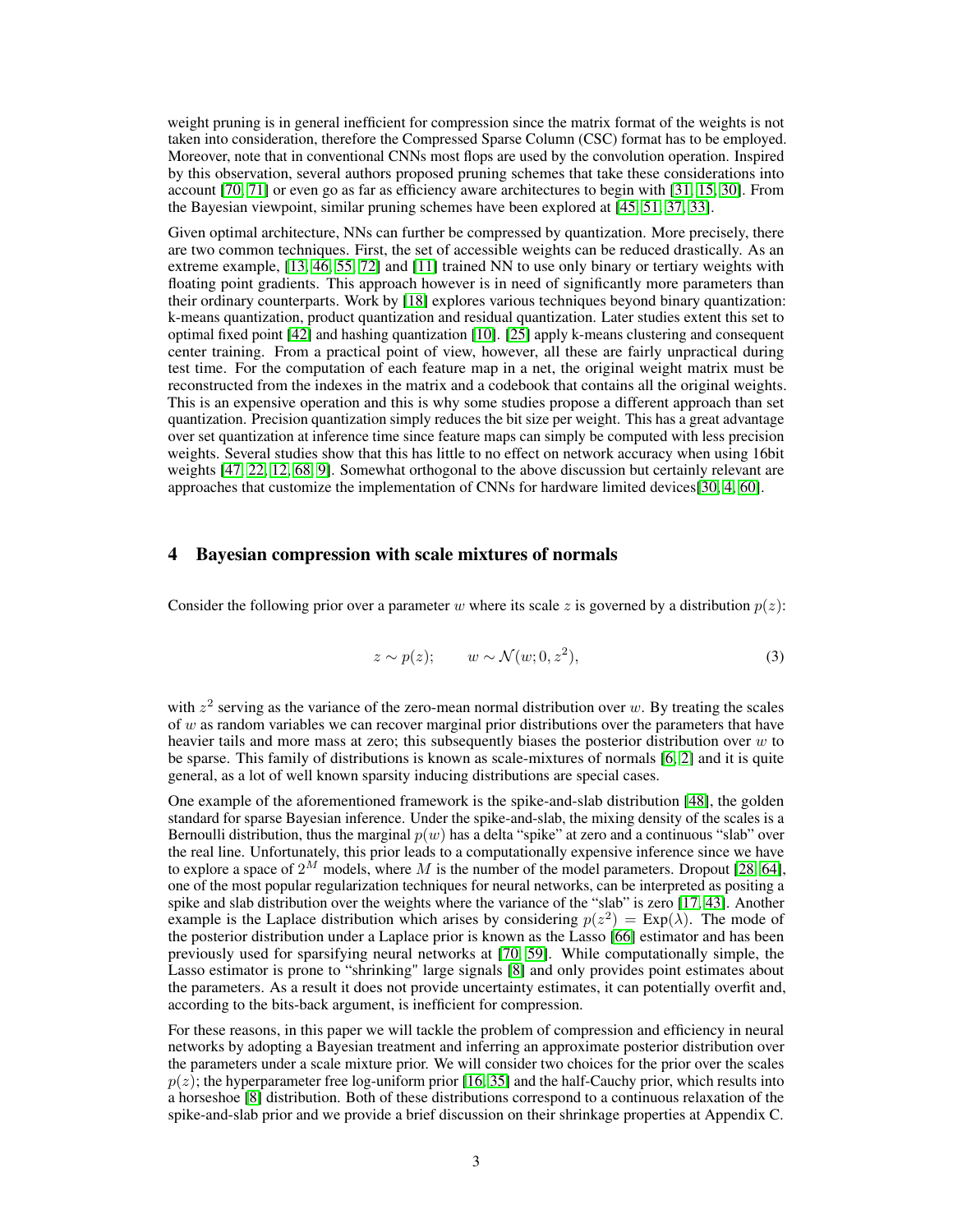weight pruning is in general inefficient for compression since the matrix format of the weights is not taken into consideration, therefore the Compressed Sparse Column (CSC) format has to be employed. Moreover, note that in conventional CNNs most flops are used by the convolution operation. Inspired by this observation, several authors proposed pruning schemes that take these considerations into account [70, 71] or even go as far as efficiency aware architectures to begin with [31, 15, 30]. From the Bayesian viewpoint, similar pruning schemes have been explored at [45, 51, 37, 33].

Given optimal architecture, NNs can further be compressed by quantization. More precisely, there are two common techniques. First, the set of accessible weights can be reduced drastically. As an extreme example, [13, 46, 55, 72] and [11] trained NN to use only binary or tertiary weights with floating point gradients. This approach however is in need of significantly more parameters than their ordinary counterparts. Work by [18] explores various techniques beyond binary quantization: k-means quantization, product quantization and residual quantization. Later studies extent this set to optimal fixed point [42] and hashing quantization [10]. [25] apply k-means clustering and consequent center training. From a practical point of view, however, all these are fairly unpractical during test time. For the computation of each feature map in a net, the original weight matrix must be reconstructed from the indexes in the matrix and a codebook that contains all the original weights. This is an expensive operation and this is why some studies propose a different approach than set quantization. Precision quantization simply reduces the bit size per weight. This has a great advantage over set quantization at inference time since feature maps can simply be computed with less precision weights. Several studies show that this has little to no effect on network accuracy when using 16bit weights [47, 22, 12, 68, 9]. Somewhat orthogonal to the above discussion but certainly relevant are approaches that customize the implementation of CNNs for hardware limited devices[30, 4, 60].

# 4 Bayesian compression with scale mixtures of normals

Consider the following prior over a parameter $w$ where its scale $z$ is governed by a distribution $p(z)$:

$$z \sim p(z); \qquad w \sim \mathcal{N}(w; 0, z^2), \tag{3}$$

with $z^2$ serving as the variance of the zero-mean normal distribution over $w$. By treating the scales of $w$ as random variables we can recover marginal prior distributions over the parameters that have heavier tails and more mass at zero; this subsequently biases the posterior distribution over $w$ to be sparse. This family of distributions is known as scale-mixtures of normals [6, 2] and it is quite general, as a lot of well known sparsity inducing distributions are special cases.

One example of the aforementioned framework is the spike-and-slab distribution [48], the golden standard for sparse Bayesian inference. Under the spike-and-slab, the mixing density of the scales is a Bernoulli distribution, thus the marginal $p(w)$ has a delta "spike" at zero and a continuous "slab" over the real line. Unfortunately, this prior leads to a computationally expensive inference since we have to explore a space of $2^M$ models, where $M$ is the number of the model parameters. Dropout [28, 64], one of the most popular regularization techniques for neural networks, can be interpreted as positing a spike and slab distribution over the weights where the variance of the "slab" is zero [17, 43]. Another example is the Laplace distribution which arises by considering $p(z^2) = \text{Exp}(\lambda)$. The mode of the posterior distribution under a Laplace prior is known as the Lasso [66] estimator and has been previously used for sparsifying neural networks at [70, 59]. While computationally simple, the Lasso estimator is prone to "shrinking" large signals [8] and only provides point estimates about the parameters. As a result it does not provide uncertainty estimates, it can potentially overfit and, according to the bits-back argument, is inefficient for compression.

For these reasons, in this paper we will tackle the problem of compression and efficiency in neural networks by adopting a Bayesian treatment and inferring an approximate posterior distribution over the parameters under a scale mixture prior. We will consider two choices for the prior over the scales $p(z)$; the hyperparameter free log-uniform prior [16, 35] and the half-Cauchy prior, which results into a horseshoe [8] distribution. Both of these distributions correspond to a continuous relaxation of the spike-and-slab prior and we provide a brief discussion on their shrinkage properties at Appendix C.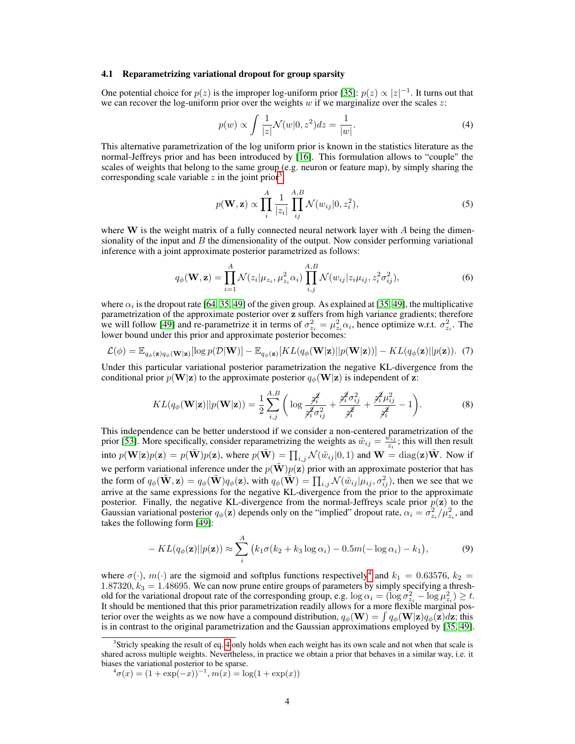### 4.1 Reparametrizing variational dropout for group sparsity

One potential choice for $p(z)$ is the improper log-uniform prior [35]: $p(z) \propto |z|^{-1}$. It turns out that we can recover the log-uniform prior over the weights $w$ if we marginalize over the scales $z$:

$$p(w) \propto \int \frac{1}{|z|}\mathcal{N}(w|0, z^2)dz = \frac{1}{|w|}. \tag{4}$$

This alternative parametrization of the log uniform prior is known in the statistics literature as the normal-Jeffreys prior and has been introduced by [16]. This formulation allows to "couple" the scales of weights that belong to the same group (e.g. neuron or feature map), by simply sharing the corresponding scale variable $z$ in the joint prior[3]:

$$p(\mathbf{W}, \mathbf{z}) \propto \prod_{i}^{A} \frac{1}{|z_i|} \prod_{ij}^{A,B} \mathcal{N}(w_{ij}|0, z_i^2), \tag{5}$$

where $\mathbf{W}$ is the weight matrix of a fully connected neural network layer with $A$ being the dimensionality of the input and $B$ the dimensionality of the output. Now consider performing variational inference with a joint approximate posterior parametrized as follows:

$$q_\phi(\mathbf{W}, \mathbf{z}) = \prod_{i=1}^{A} \mathcal{N}(z_i|\mu_{z_i}, \mu_{z_i}^2\alpha_i) \prod_{i,j}^{A,B} \mathcal{N}(w_{ij}|z_i\mu_{ij}, z_i^2\sigma_{ij}^2), \tag{6}$$

where $\alpha_i$ is the dropout rate [64, 35, 49] of the given group. As explained at [35, 49], the multiplicative parametrization of the approximate posterior over $\mathbf{z}$ suffers from high variance gradients; therefore we will follow [49] and re-parametrize it in terms of $\sigma_{z_i}^2 = \mu_{z_i}^2\alpha_i$, hence optimize w.r.t. $\sigma_{z_i}^2$. The lower bound under this prior and approximate posterior becomes:

$$\mathcal{L}(\phi) = \mathbb{E}_{q_\phi(\mathbf{z})q_\phi(\mathbf{W}|\mathbf{z})}[\log p(\mathcal{D}|\mathbf{W})] - \mathbb{E}_{q_\phi(\mathbf{z})}[KL(q_\phi(\mathbf{W}|\mathbf{z})||p(\mathbf{W}|\mathbf{z}))] - KL(q_\phi(\mathbf{z})||p(\mathbf{z})). \tag{7}$$

Under this particular variational posterior parametrization the negative KL-divergence from the conditional prior $p(\mathbf{W}|\mathbf{z})$ to the approximate posterior $q_\phi(\mathbf{W}|\mathbf{z})$ is independent of $\mathbf{z}$:

$$KL(q_\phi(\mathbf{W}|\mathbf{z})||p(\mathbf{W}|\mathbf{z})) = \frac{1}{2}\sum_{i,j}^{A,B}\left(\log\frac{\cancel{z_i^2}}{\cancel{z_i^2}\sigma_{ij}^2} + \frac{\cancel{z_i^2}\sigma_{ij}^2}{\cancel{z_i^2}} + \frac{\cancel{z_i^2}\mu_{ij}^2}{\cancel{z_i^2}} - 1\right). \tag{8}$$

This independence can be better understood if we consider a non-centered parametrization of the prior [53]. More specifically, consider reparametrizing the weights as $\tilde{w}_{ij} = \frac{w_{ij}}{z_i}$; this will then result into $p(\mathbf{W}|\mathbf{z})p(\mathbf{z}) = p(\tilde{\mathbf{W}})p(\mathbf{z})$, where $p(\tilde{\mathbf{W}}) = \prod_{i,j}\mathcal{N}(\tilde{w}_{ij}|0, 1)$ and $\mathbf{W} = \text{diag}(\mathbf{z})\tilde{\mathbf{W}}$. Now if we perform variational inference under the $p(\tilde{\mathbf{W}})p(\mathbf{z})$ prior with an approximate posterior that has the form of $q_\phi(\tilde{\mathbf{W}}, \mathbf{z}) = q_\phi(\tilde{\mathbf{W}})q_\phi(\mathbf{z})$, with $q_\phi(\tilde{\mathbf{W}}) = \prod_{i,j}\mathcal{N}(\tilde{w}_{ij}|\mu_{ij}, \sigma_{ij}^2)$, then we see that we arrive at the same expressions for the negative KL-divergence from the prior to the approximate posterior. Finally, the negative KL-divergence from the normal-Jeffreys scale prior $p(\mathbf{z})$ to the Gaussian variational posterior $q_\phi(\mathbf{z})$ depends only on the "implied" dropout rate, $\alpha_i = \sigma_{z_i}^2/\mu_{z_i}^2$, and takes the following form [49]:

$$-KL(q_\phi(\mathbf{z})||p(\mathbf{z})) \approx \sum_{i}^{A}\left(k_1\sigma(k_2 + k_3\log\alpha_i) - 0.5m(-\log\alpha_i) - k_1\right), \tag{9}$$

where $\sigma(\cdot)$, $m(\cdot)$ are the sigmoid and softplus functions respectively[4] and $k_1 = 0.63576$, $k_2 = 1.87320$, $k_3 = 1.48695$. We can now prune entire groups of parameters by simply specifying a threshold for the variational dropout rate of the corresponding group, e.g. $\log\alpha_i = (\log\sigma_{z_i}^2 - \log\mu_{z_i}^2) \geq t$. It should be mentioned that this prior parametrization readily allows for a more flexible marginal posterior over the weights as we now have a compound distribution, $q_\phi(\mathbf{W}) = \int q_\phi(\mathbf{W}|\mathbf{z})q_\phi(\mathbf{z})d\mathbf{z}$; this is in contrast to the original parametrization and the Gaussian approximations employed by [35, 49].

[3] Stricly speaking the result of eq. 4 only holds when each weight has its own scale and not when that scale is shared across multiple weights. Nevertheless, in practice we obtain a prior that behaves in a similar way, i.e. it biases the variational posterior to be sparse.

[4] $\sigma(x) = (1 + \exp(-x))^{-1}$, $m(x) = \log(1 + \exp(x))$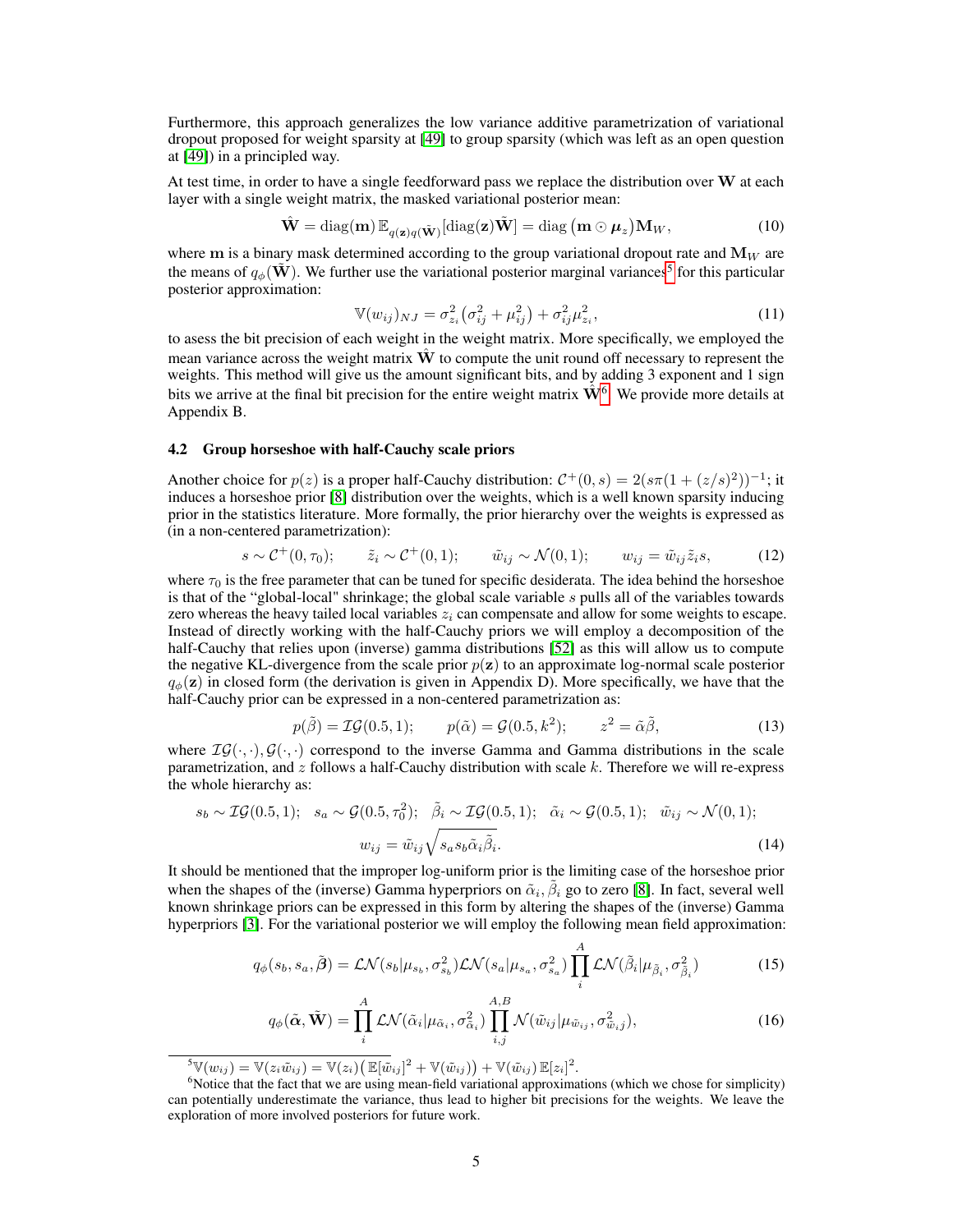Furthermore, this approach generalizes the low variance additive parametrization of variational dropout proposed for weight sparsity at [49] to group sparsity (which was left as an open question at [49]) in a principled way.

At test time, in order to have a single feedforward pass we replace the distribution over $\mathbf{W}$ at each layer with a single weight matrix, the masked variational posterior mean:

$$\hat{\mathbf{W}} = \text{diag}(\mathbf{m})\,\mathbb{E}_{q(\mathbf{z})q(\tilde{\mathbf{W}})}[\text{diag}(\mathbf{z})\tilde{\mathbf{W}}] = \text{diag}\big(\mathbf{m} \odot \boldsymbol{\mu}_z\big)\mathbf{M}_W, \tag{10}$$

where $\mathbf{m}$ is a binary mask determined according to the group variational dropout rate and $\mathbf{M}_W$ are the means of $q_\phi(\tilde{\mathbf{W}})$. We further use the variational posterior marginal variances[5] for this particular posterior approximation:

$$\mathbb{V}(w_{ij})_{NJ} = \sigma^2_{z_i}\big(\sigma^2_{ij} + \mu^2_{ij}\big) + \sigma^2_{ij}\mu^2_{z_i}, \tag{11}$$

to asess the bit precision of each weight in the weight matrix. More specifically, we employed the mean variance across the weight matrix $\hat{\mathbf{W}}$ to compute the unit round off necessary to represent the weights. This method will give us the amount significant bits, and by adding 3 exponent and 1 sign bits we arrive at the final bit precision for the entire weight matrix $\hat{\mathbf{W}}$[6]. We provide more details at Appendix B.

### 4.2 Group horseshoe with half-Cauchy scale priors

Another choice for $p(z)$ is a proper half-Cauchy distribution: $\mathcal{C}^+(0, s) = 2(s\pi(1 + (z/s)^2))^{-1}$; it induces a horseshoe prior [8] distribution over the weights, which is a well known sparsity inducing prior in the statistics literature. More formally, the prior hierarchy over the weights is expressed as (in a non-centered parametrization):

$$s \sim \mathcal{C}^+(0, \tau_0); \qquad \tilde{z}_i \sim \mathcal{C}^+(0, 1); \qquad \tilde{w}_{ij} \sim \mathcal{N}(0, 1); \qquad w_{ij} = \tilde{w}_{ij}\tilde{z}_i s, \tag{12}$$

where $\tau_0$ is the free parameter that can be tuned for specific desiderata. The idea behind the horseshoe is that of the "global-local" shrinkage; the global scale variable $s$ pulls all of the variables towards zero whereas the heavy tailed local variables $z_i$ can compensate and allow for some weights to escape. Instead of directly working with the half-Cauchy priors we will employ a decomposition of the half-Cauchy that relies upon (inverse) gamma distributions [52] as this will allow us to compute the negative KL-divergence from the scale prior $p(\mathbf{z})$ to an approximate log-normal scale posterior $q_\phi(\mathbf{z})$ in closed form (the derivation is given in Appendix D). More specifically, we have that the half-Cauchy prior can be expressed in a non-centered parametrization as:

$$p(\tilde{\beta}) = \mathcal{IG}(0.5, 1); \qquad p(\tilde{\alpha}) = \mathcal{G}(0.5, k^2); \qquad z^2 = \tilde{\alpha}\tilde{\beta}, \tag{13}$$

where $\mathcal{IG}(\cdot,\cdot), \mathcal{G}(\cdot,\cdot)$ correspond to the inverse Gamma and Gamma distributions in the scale parametrization, and $z$ follows a half-Cauchy distribution with scale $k$. Therefore we will re-express the whole hierarchy as:

$$s_b \sim \mathcal{IG}(0.5, 1); \quad s_a \sim \mathcal{G}(0.5, \tau_0^2); \quad \tilde{\beta}_i \sim \mathcal{IG}(0.5, 1); \quad \tilde{\alpha}_i \sim \mathcal{G}(0.5, 1); \quad \tilde{w}_{ij} \sim \mathcal{N}(0, 1);$$
$$w_{ij} = \tilde{w}_{ij}\sqrt{s_a s_b \tilde{\alpha}_i \tilde{\beta}_i}. \tag{14}$$

It should be mentioned that the improper log-uniform prior is the limiting case of the horseshoe prior when the shapes of the (inverse) Gamma hyperpriors on $\tilde{\alpha}_i, \tilde{\beta}_i$ go to zero [8]. In fact, several well known shrinkage priors can be expressed in this form by altering the shapes of the (inverse) Gamma hyperpriors [3]. For the variational posterior we will employ the following mean field approximation:

$$q_\phi(s_b, s_a, \tilde{\boldsymbol{\beta}}) = \mathcal{LN}(s_b|\mu_{s_b}, \sigma^2_{s_b})\mathcal{LN}(s_a|\mu_{s_a}, \sigma^2_{s_a})\prod_i^A \mathcal{LN}(\tilde{\beta}_i|\mu_{\tilde{\beta}_i}, \sigma^2_{\tilde{\beta}_i}) \tag{15}$$

$$q_\phi(\tilde{\boldsymbol{\alpha}}, \tilde{\mathbf{W}}) = \prod_i^A \mathcal{LN}(\tilde{\alpha}_i|\mu_{\tilde{\alpha}_i}, \sigma^2_{\tilde{\alpha}_i})\prod_{i,j}^{A,B}\mathcal{N}(\tilde{w}_{ij}|\mu_{\tilde{w}_{ij}}, \sigma^2_{\tilde{w}_{ij}}), \tag{16}$$

---

[5] $\mathbb{V}(w_{ij}) = \mathbb{V}(z_i\tilde{w}_{ij}) = \mathbb{V}(z_i)\big(\mathbb{E}[\tilde{w}_{ij}]^2 + \mathbb{V}(\tilde{w}_{ij})\big) + \mathbb{V}(\tilde{w}_{ij})\,\mathbb{E}[z_i]^2$.

[6] Notice that the fact that we are using mean-field variational approximations (which we chose for simplicity) can potentially underestimate the variance, thus lead to higher bit precisions for the weights. We leave the exploration of more involved posteriors for future work.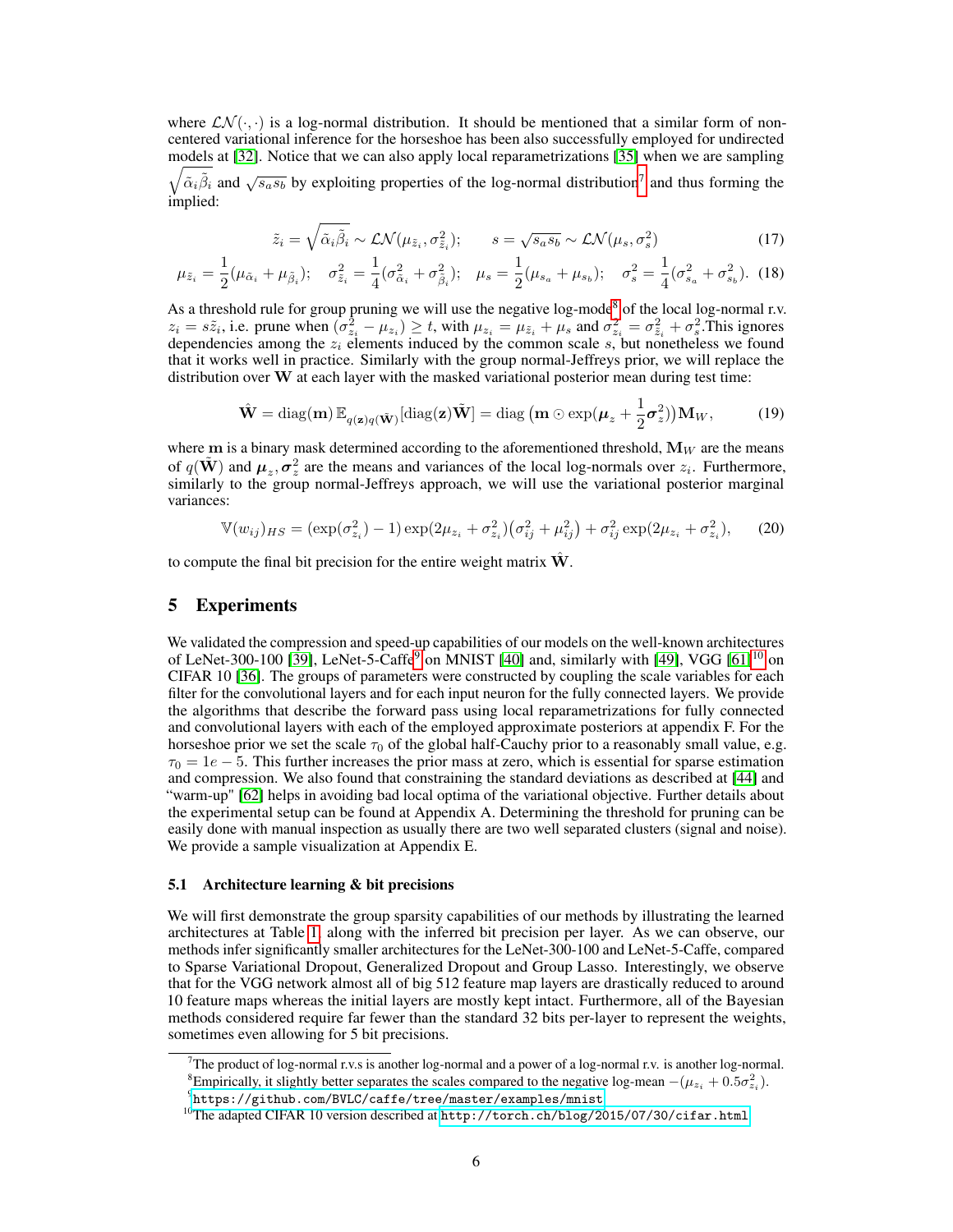where $\mathcal{LN}(\cdot,\cdot)$ is a log-normal distribution. It should be mentioned that a similar form of non-centered variational inference for the horseshoe has been also successfully employed for undirected models at [32]. Notice that we can also apply local reparametrizations [35] when we are sampling $\sqrt{\tilde{\alpha}_i\tilde{\beta}_i}$ and $\sqrt{s_a s_b}$ by exploiting properties of the log-normal distribution[7] and thus forming the implied:

$$\tilde{z}_i = \sqrt{\tilde{\alpha}_i\tilde{\beta}_i} \sim \mathcal{LN}(\mu_{\tilde{z}_i}, \sigma^2_{\tilde{z}_i}); \qquad s = \sqrt{s_a s_b} \sim \mathcal{LN}(\mu_s, \sigma^2_s) \tag{17}$$

$$\mu_{\tilde{z}_i} = \frac{1}{2}(\mu_{\tilde{\alpha}_i} + \mu_{\tilde{\beta}_i}); \quad \sigma^2_{\tilde{z}_i} = \frac{1}{4}(\sigma^2_{\tilde{\alpha}_i} + \sigma^2_{\tilde{\beta}_i}); \quad \mu_s = \frac{1}{2}(\mu_{s_a} + \mu_{s_b}); \quad \sigma^2_s = \frac{1}{4}(\sigma^2_{s_a} + \sigma^2_{s_b}). \tag{18}$$

As a threshold rule for group pruning we will use the negative log-mode[8] of the local log-normal r.v. $z_i = s\tilde{z}_i$, i.e. prune when $(\sigma^2_{z_i} - \mu_{z_i}) \geq t$, with $\mu_{z_i} = \mu_{\tilde{z}_i} + \mu_s$ and $\sigma^2_{z_i} = \sigma^2_{\tilde{z}_i} + \sigma^2_s$.This ignores dependencies among the $z_i$ elements induced by the common scale $s$, but nonetheless we found that it works well in practice. Similarly with the group normal-Jeffreys prior, we will replace the distribution over $\mathbf{W}$ at each layer with the masked variational posterior mean during test time:

$$\hat{\mathbf{W}} = \text{diag}(\mathbf{m})\,\mathbb{E}_{q(\mathbf{z})q(\tilde{\mathbf{W}})}[\text{diag}(\mathbf{z})\tilde{\mathbf{W}}] = \text{diag}\left(\mathbf{m} \odot \exp(\boldsymbol{\mu}_z + \frac{1}{2}\boldsymbol{\sigma}^2_z)\right)\mathbf{M}_W, \tag{19}$$

where $\mathbf{m}$ is a binary mask determined according to the aforementioned threshold, $\mathbf{M}_W$ are the means of $q(\tilde{\mathbf{W}})$ and $\boldsymbol{\mu}_z, \boldsymbol{\sigma}^2_z$ are the means and variances of the local log-normals over $z_i$. Furthermore, similarly to the group normal-Jeffreys approach, we will use the variational posterior marginal variances:

$$\mathbb{V}(w_{ij})_{HS} = (\exp(\sigma^2_{z_i}) - 1)\exp(2\mu_{z_i} + \sigma^2_{z_i})\left(\sigma^2_{ij} + \mu^2_{ij}\right) + \sigma^2_{ij}\exp(2\mu_{z_i} + \sigma^2_{z_i}), \tag{20}$$

to compute the final bit precision for the entire weight matrix $\hat{\mathbf{W}}$.

## 5 Experiments

We validated the compression and speed-up capabilities of our models on the well-known architectures of LeNet-300-100 [39], LeNet-5-Caffe[9] on MNIST [40] and, similarly with [49], VGG [61][10] on CIFAR 10 [36]. The groups of parameters were constructed by coupling the scale variables for each filter for the convolutional layers and for each input neuron for the fully connected layers. We provide the algorithms that describe the forward pass using local reparametrizations for fully connected and convolutional layers with each of the employed approximate posteriors at appendix F. For the horseshoe prior we set the scale $\tau_0$ of the global half-Cauchy prior to a reasonably small value, e.g. $\tau_0 = 1e-5$. This further increases the prior mass at zero, which is essential for sparse estimation and compression. We also found that constraining the standard deviations as described at [44] and "warm-up" [62] helps in avoiding bad local optima of the variational objective. Further details about the experimental setup can be found at Appendix A. Determining the threshold for pruning can be easily done with manual inspection as usually there are two well separated clusters (signal and noise). We provide a sample visualization at Appendix E.

### 5.1 Architecture learning & bit precisions

We will first demonstrate the group sparsity capabilities of our methods by illustrating the learned architectures at Table 1, along with the inferred bit precision per layer. As we can observe, our methods infer significantly smaller architectures for the LeNet-300-100 and LeNet-5-Caffe, compared to Sparse Variational Dropout, Generalized Dropout and Group Lasso. Interestingly, we observe that for the VGG network almost all of big 512 feature map layers are drastically reduced to around 10 feature maps whereas the initial layers are mostly kept intact. Furthermore, all of the Bayesian methods considered require far fewer than the standard 32 bits per-layer to represent the weights, sometimes even allowing for 5 bit precisions.

---

[7] The product of log-normal r.v.s is another log-normal and a power of a log-normal r.v. is another log-normal.

[8] Empirically, it slightly better separates the scales compared to the negative log-mean $-(\mu_{z_i} + 0.5\sigma^2_{z_i})$.

[9] https://github.com/BVLC/caffe/tree/master/examples/mnist

[10] The adapted CIFAR 10 version described at http://torch.ch/blog/2015/07/30/cifar.html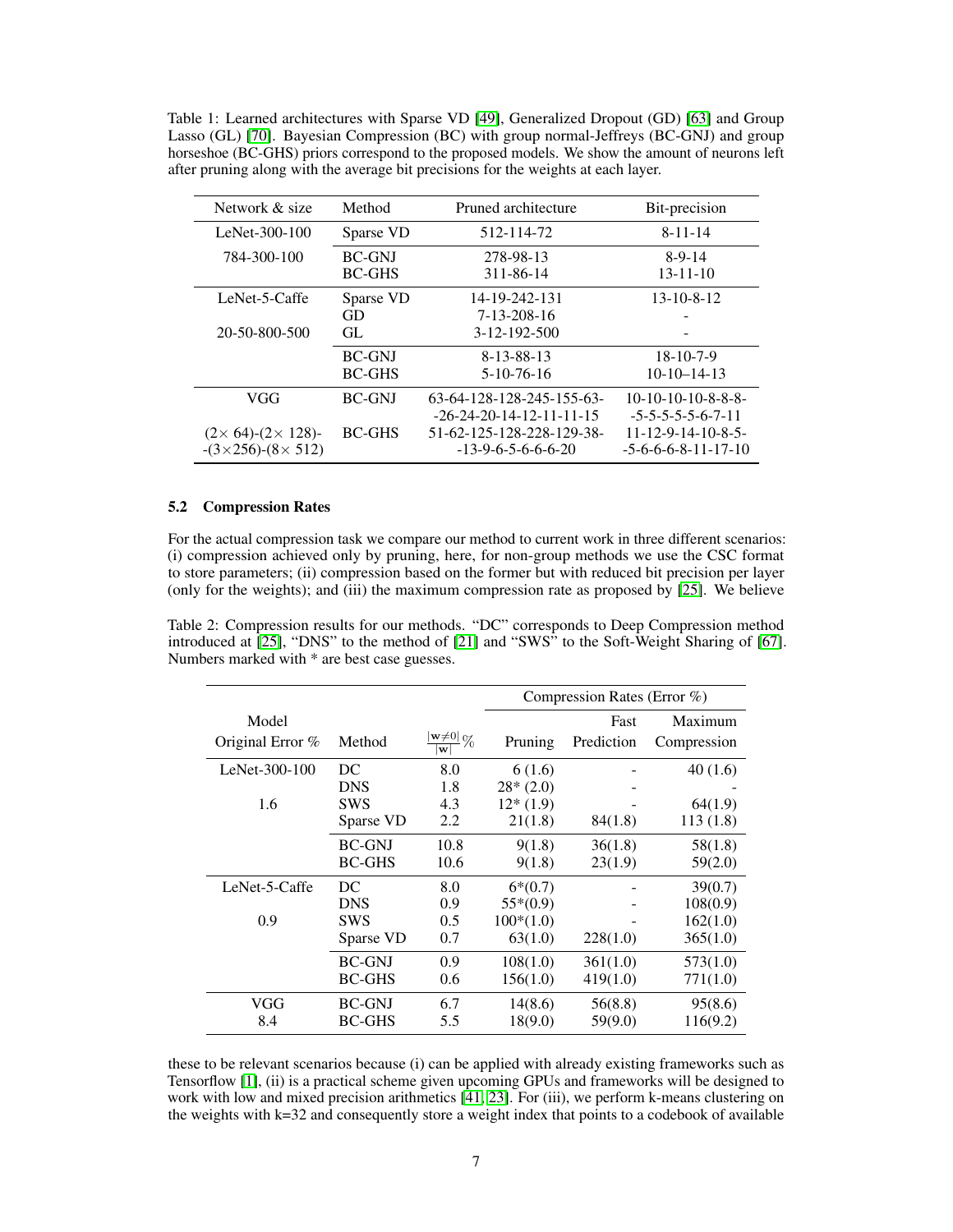Table 1: Learned architectures with Sparse VD [49], Generalized Dropout (GD) [63] and Group Lasso (GL) [70]. Bayesian Compression (BC) with group normal-Jeffreys (BC-GNJ) and group horseshoe (BC-GHS) priors correspond to the proposed models. We show the amount of neurons left after pruning along with the average bit precisions for the weights at each layer.

| Network & size | Method | Pruned architecture | Bit-precision |
|---|---|---|---|
| LeNet-300-100 | Sparse VD | 512-114-72 | 8-11-14 |
| 784-300-100 | BC-GNJ | 278-98-13 | 8-9-14 |
| | BC-GHS | 311-86-14 | 13-11-10 |
| LeNet-5-Caffe | Sparse VD | 14-19-242-131 | 13-10-8-12 |
| | GD | 7-13-208-16 | - |
| 20-50-800-500 | GL | 3-12-192-500 | - |
| | BC-GNJ | 8-13-88-13 | 18-10-7-9 |
| | BC-GHS | 5-10-76-16 | 10-10–14-13 |
| VGG | BC-GNJ | 63-64-128-128-245-155-63--26-24-20-14-12-11-11-15 | 10-10-10-10-8-8-8--5-5-5-5-5-6-7-11 |
| ($2\times$ 64)-($2\times$ 128)--($3\times$256)-($8\times$ 512) | BC-GHS | 51-62-125-128-228-129-38--13-9-6-5-6-6-6-20 | 11-12-9-14-10-8-5--5-6-6-6-8-11-17-10 |

### 5.2 Compression Rates

For the actual compression task we compare our method to current work in three different scenarios: (i) compression achieved only by pruning, here, for non-group methods we use the CSC format to store parameters; (ii) compression based on the former but with reduced bit precision per layer (only for the weights); and (iii) the maximum compression rate as proposed by [25]. We believe

Table 2: Compression results for our methods. "DC" corresponds to Deep Compression method introduced at [25], "DNS" to the method of [21] and "SWS" to the Soft-Weight Sharing of [67]. Numbers marked with * are best case guesses.

| Model | | | Compression Rates (Error %) | | |
|---|---|---|---|---|---|
| Original Error % | Method | $\frac{\lvert\mathbf{w}\neq0\rvert}{\lvert\mathbf{w}\rvert}\%$ | Pruning | Fast Prediction | Maximum Compression |
| LeNet-300-100 | DC | 8.0 | 6 (1.6) | - | 40 (1.6) |
| | DNS | 1.8 | 28* (2.0) | - | - |
| 1.6 | SWS | 4.3 | 12* (1.9) | - | 64(1.9) |
| | Sparse VD | 2.2 | 21(1.8) | 84(1.8) | 113 (1.8) |
| | BC-GNJ | 10.8 | 9(1.8) | 36(1.8) | 58(1.8) |
| | BC-GHS | 10.6 | 9(1.8) | 23(1.9) | 59(2.0) |
| LeNet-5-Caffe | DC | 8.0 | 6*(0.7) | - | 39(0.7) |
| | DNS | 0.9 | 55*(0.9) | - | 108(0.9) |
| 0.9 | SWS | 0.5 | 100*(1.0) | - | 162(1.0) |
| | Sparse VD | 0.7 | 63(1.0) | 228(1.0) | 365(1.0) |
| | BC-GNJ | 0.9 | 108(1.0) | 361(1.0) | 573(1.0) |
| | BC-GHS | 0.6 | 156(1.0) | 419(1.0) | 771(1.0) |
| VGG | BC-GNJ | 6.7 | 14(8.6) | 56(8.8) | 95(8.6) |
| 8.4 | BC-GHS | 5.5 | 18(9.0) | 59(9.0) | 116(9.2) |

these to be relevant scenarios because (i) can be applied with already existing frameworks such as Tensorflow [1], (ii) is a practical scheme given upcoming GPUs and frameworks will be designed to work with low and mixed precision arithmetics [41, 23]. For (iii), we perform k-means clustering on the weights with k=32 and consequently store a weight index that points to a codebook of available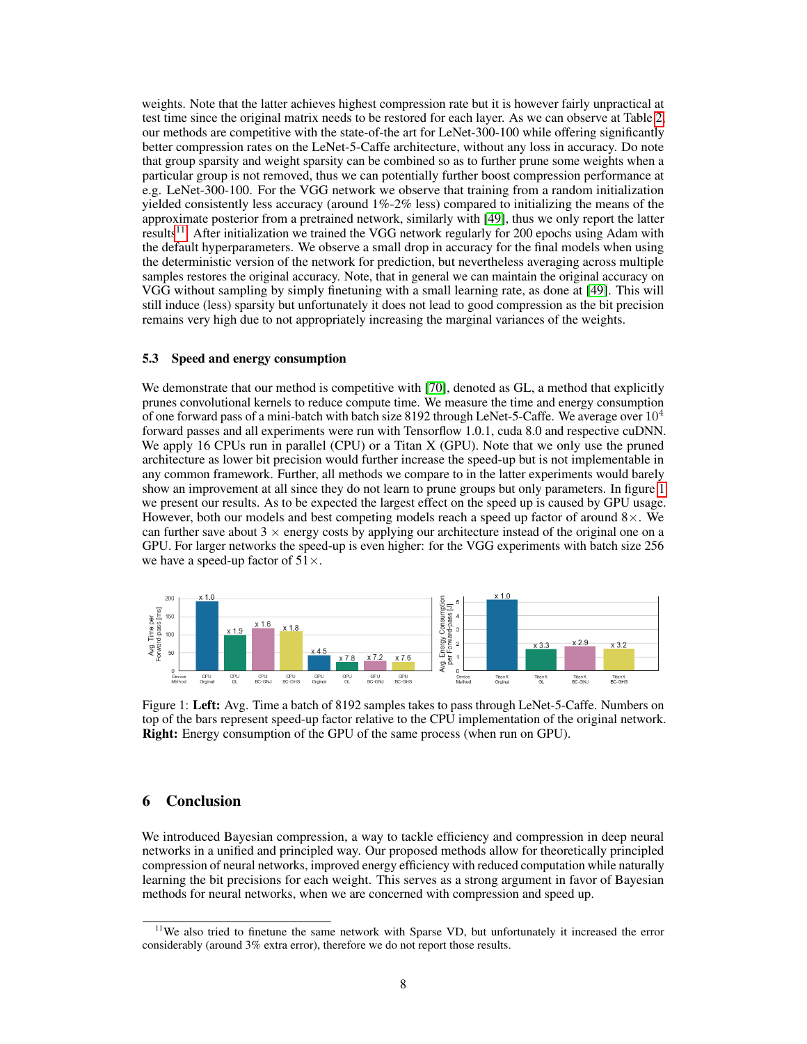weights. Note that the latter achieves highest compression rate but it is however fairly unpractical at test time since the original matrix needs to be restored for each layer. As we can observe at Table 2, our methods are competitive with the state-of-the art for LeNet-300-100 while offering significantly better compression rates on the LeNet-5-Caffe architecture, without any loss in accuracy. Do note that group sparsity and weight sparsity can be combined so as to further prune some weights when a particular group is not removed, thus we can potentially further boost compression performance at e.g. LeNet-300-100. For the VGG network we observe that training from a random initialization yielded consistently less accuracy (around 1%-2% less) compared to initializing the means of the approximate posterior from a pretrained network, similarly with [49], thus we only report the latter results[11]. After initialization we trained the VGG network regularly for 200 epochs using Adam with the default hyperparameters. We observe a small drop in accuracy for the final models when using the deterministic version of the network for prediction, but nevertheless averaging across multiple samples restores the original accuracy. Note, that in general we can maintain the original accuracy on VGG without sampling by simply finetuning with a small learning rate, as done at [49]. This will still induce (less) sparsity but unfortunately it does not lead to good compression as the bit precision remains very high due to not appropriately increasing the marginal variances of the weights.

### 5.3 Speed and energy consumption

We demonstrate that our method is competitive with [70], denoted as GL, a method that explicitly prunes convolutional kernels to reduce compute time. We measure the time and energy consumption of one forward pass of a mini-batch with batch size 8192 through LeNet-5-Caffe. We average over $10^4$ forward passes and all experiments were run with Tensorflow 1.0.1, cuda 8.0 and respective cuDNN. We apply 16 CPUs run in parallel (CPU) or a Titan X (GPU). Note that we only use the pruned architecture as lower bit precision would further increase the speed-up but is not implementable in any common framework. Further, all methods we compare to in the latter experiments would barely show an improvement at all since they do not learn to prune groups but only parameters. In figure 1 we present our results. As to be expected the largest effect on the speed up is caused by GPU usage. However, both our models and best competing models reach a speed up factor of around $8\times$. We can further save about $3\times$ energy costs by applying our architecture instead of the original one on a GPU. For larger networks the speed-up is even higher: for the VGG experiments with batch size 256 we have a speed-up factor of $51\times$.

Figure 1: **Left:** Avg. Time a batch of 8192 samples takes to pass through LeNet-5-Caffe. Numbers on top of the bars represent speed-up factor relative to the CPU implementation of the original network. **Right:** Energy consumption of the GPU of the same process (when run on GPU).

## 6 Conclusion

We introduced Bayesian compression, a way to tackle efficiency and compression in deep neural networks in a unified and principled way. Our proposed methods allow for theoretically principled compression of neural networks, improved energy efficiency with reduced computation while naturally learning the bit precisions for each weight. This serves as a strong argument in favor of Bayesian methods for neural networks, when we are concerned with compression and speed up.

[11]We also tried to finetune the same network with Sparse VD, but unfortunately it increased the error considerably (around 3% extra error), therefore we do not report those results.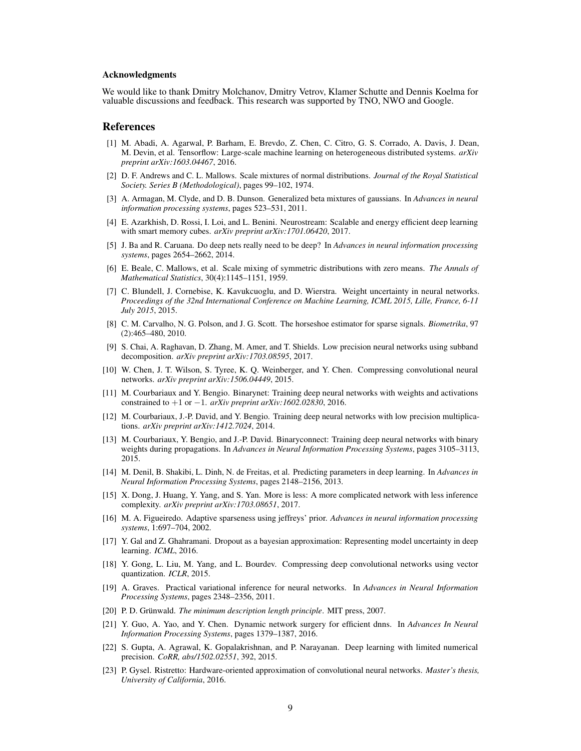### Acknowledgments

We would like to thank Dmitry Molchanov, Dmitry Vetrov, Klamer Schutte and Dennis Koelma for valuable discussions and feedback. This research was supported by TNO, NWO and Google.

## References

[1] M. Abadi, A. Agarwal, P. Barham, E. Brevdo, Z. Chen, C. Citro, G. S. Corrado, A. Davis, J. Dean, M. Devin, et al. Tensorflow: Large-scale machine learning on heterogeneous distributed systems. *arXiv preprint arXiv:1603.04467*, 2016.

[2] D. F. Andrews and C. L. Mallows. Scale mixtures of normal distributions. *Journal of the Royal Statistical Society. Series B (Methodological)*, pages 99–102, 1974.

[3] A. Armagan, M. Clyde, and D. B. Dunson. Generalized beta mixtures of gaussians. In *Advances in neural information processing systems*, pages 523–531, 2011.

[4] E. Azarkhish, D. Rossi, I. Loi, and L. Benini. Neurostream: Scalable and energy efficient deep learning with smart memory cubes. *arXiv preprint arXiv:1701.06420*, 2017.

[5] J. Ba and R. Caruana. Do deep nets really need to be deep? In *Advances in neural information processing systems*, pages 2654–2662, 2014.

[6] E. Beale, C. Mallows, et al. Scale mixing of symmetric distributions with zero means. *The Annals of Mathematical Statistics*, 30(4):1145–1151, 1959.

[7] C. Blundell, J. Cornebise, K. Kavukcuoglu, and D. Wierstra. Weight uncertainty in neural networks. *Proceedings of the 32nd International Conference on Machine Learning, ICML 2015, Lille, France, 6-11 July 2015*, 2015.

[8] C. M. Carvalho, N. G. Polson, and J. G. Scott. The horseshoe estimator for sparse signals. *Biometrika*, 97 (2):465–480, 2010.

[9] S. Chai, A. Raghavan, D. Zhang, M. Amer, and T. Shields. Low precision neural networks using subband decomposition. *arXiv preprint arXiv:1703.08595*, 2017.

[10] W. Chen, J. T. Wilson, S. Tyree, K. Q. Weinberger, and Y. Chen. Compressing convolutional neural networks. *arXiv preprint arXiv:1506.04449*, 2015.

[11] M. Courbariaux and Y. Bengio. Binarynet: Training deep neural networks with weights and activations constrained to $+1$ or $-1$. *arXiv preprint arXiv:1602.02830*, 2016.

[12] M. Courbariaux, J.-P. David, and Y. Bengio. Training deep neural networks with low precision multiplications. *arXiv preprint arXiv:1412.7024*, 2014.

[13] M. Courbariaux, Y. Bengio, and J.-P. David. Binaryconnect: Training deep neural networks with binary weights during propagations. In *Advances in Neural Information Processing Systems*, pages 3105–3113, 2015.

[14] M. Denil, B. Shakibi, L. Dinh, N. de Freitas, et al. Predicting parameters in deep learning. In *Advances in Neural Information Processing Systems*, pages 2148–2156, 2013.

[15] X. Dong, J. Huang, Y. Yang, and S. Yan. More is less: A more complicated network with less inference complexity. *arXiv preprint arXiv:1703.08651*, 2017.

[16] M. A. Figueiredo. Adaptive sparseness using jeffreys' prior. *Advances in neural information processing systems*, 1:697–704, 2002.

[17] Y. Gal and Z. Ghahramani. Dropout as a bayesian approximation: Representing model uncertainty in deep learning. *ICML*, 2016.

[18] Y. Gong, L. Liu, M. Yang, and L. Bourdev. Compressing deep convolutional networks using vector quantization. *ICLR*, 2015.

[19] A. Graves. Practical variational inference for neural networks. In *Advances in Neural Information Processing Systems*, pages 2348–2356, 2011.

[20] P. D. Grünwald. *The minimum description length principle*. MIT press, 2007.

[21] Y. Guo, A. Yao, and Y. Chen. Dynamic network surgery for efficient dnns. In *Advances In Neural Information Processing Systems*, pages 1379–1387, 2016.

[22] S. Gupta, A. Agrawal, K. Gopalakrishnan, and P. Narayanan. Deep learning with limited numerical precision. *CoRR, abs/1502.02551*, 392, 2015.

[23] P. Gysel. Ristretto: Hardware-oriented approximation of convolutional neural networks. *Master's thesis, University of California*, 2016.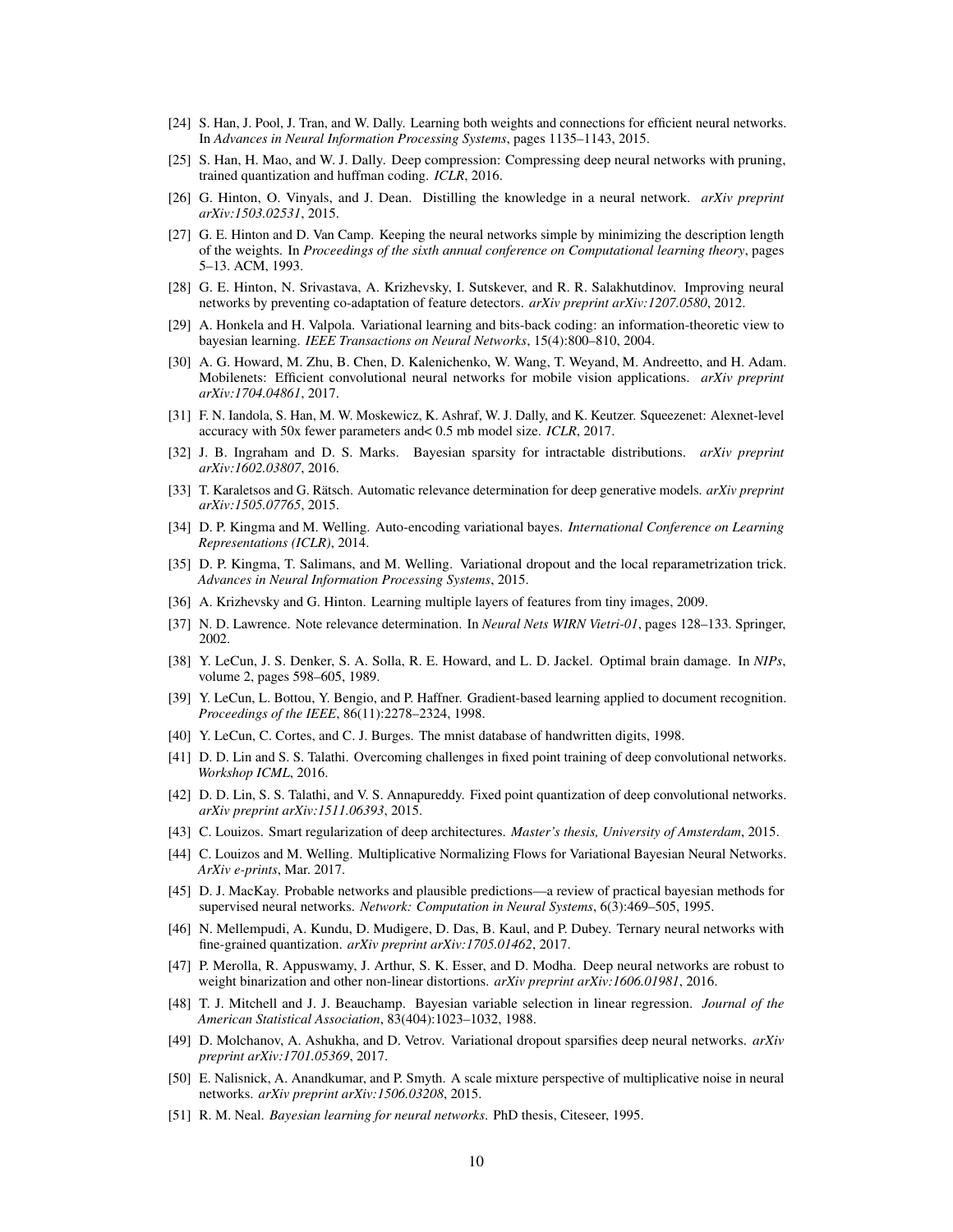[24] S. Han, J. Pool, J. Tran, and W. Dally. Learning both weights and connections for efficient neural networks. In *Advances in Neural Information Processing Systems*, pages 1135–1143, 2015.

[25] S. Han, H. Mao, and W. J. Dally. Deep compression: Compressing deep neural networks with pruning, trained quantization and huffman coding. *ICLR*, 2016.

[26] G. Hinton, O. Vinyals, and J. Dean. Distilling the knowledge in a neural network. *arXiv preprint arXiv:1503.02531*, 2015.

[27] G. E. Hinton and D. Van Camp. Keeping the neural networks simple by minimizing the description length of the weights. In *Proceedings of the sixth annual conference on Computational learning theory*, pages 5–13. ACM, 1993.

[28] G. E. Hinton, N. Srivastava, A. Krizhevsky, I. Sutskever, and R. R. Salakhutdinov. Improving neural networks by preventing co-adaptation of feature detectors. *arXiv preprint arXiv:1207.0580*, 2012.

[29] A. Honkela and H. Valpola. Variational learning and bits-back coding: an information-theoretic view to bayesian learning. *IEEE Transactions on Neural Networks*, 15(4):800–810, 2004.

[30] A. G. Howard, M. Zhu, B. Chen, D. Kalenichenko, W. Wang, T. Weyand, M. Andreetto, and H. Adam. Mobilenets: Efficient convolutional neural networks for mobile vision applications. *arXiv preprint arXiv:1704.04861*, 2017.

[31] F. N. Iandola, S. Han, M. W. Moskewicz, K. Ashraf, W. J. Dally, and K. Keutzer. Squeezenet: Alexnet-level accuracy with 50x fewer parameters and< 0.5 mb model size. *ICLR*, 2017.

[32] J. B. Ingraham and D. S. Marks. Bayesian sparsity for intractable distributions. *arXiv preprint arXiv:1602.03807*, 2016.

[33] T. Karaletsos and G. Rätsch. Automatic relevance determination for deep generative models. *arXiv preprint arXiv:1505.07765*, 2015.

[34] D. P. Kingma and M. Welling. Auto-encoding variational bayes. *International Conference on Learning Representations (ICLR)*, 2014.

[35] D. P. Kingma, T. Salimans, and M. Welling. Variational dropout and the local reparametrization trick. *Advances in Neural Information Processing Systems*, 2015.

[36] A. Krizhevsky and G. Hinton. Learning multiple layers of features from tiny images, 2009.

[37] N. D. Lawrence. Note relevance determination. In *Neural Nets WIRN Vietri-01*, pages 128–133. Springer, 2002.

[38] Y. LeCun, J. S. Denker, S. A. Solla, R. E. Howard, and L. D. Jackel. Optimal brain damage. In *NIPs*, volume 2, pages 598–605, 1989.

[39] Y. LeCun, L. Bottou, Y. Bengio, and P. Haffner. Gradient-based learning applied to document recognition. *Proceedings of the IEEE*, 86(11):2278–2324, 1998.

[40] Y. LeCun, C. Cortes, and C. J. Burges. The mnist database of handwritten digits, 1998.

[41] D. D. Lin and S. S. Talathi. Overcoming challenges in fixed point training of deep convolutional networks. *Workshop ICML*, 2016.

[42] D. D. Lin, S. S. Talathi, and V. S. Annapureddy. Fixed point quantization of deep convolutional networks. *arXiv preprint arXiv:1511.06393*, 2015.

[43] C. Louizos. Smart regularization of deep architectures. *Master's thesis, University of Amsterdam*, 2015.

[44] C. Louizos and M. Welling. Multiplicative Normalizing Flows for Variational Bayesian Neural Networks. *ArXiv e-prints*, Mar. 2017.

[45] D. J. MacKay. Probable networks and plausible predictions—a review of practical bayesian methods for supervised neural networks. *Network: Computation in Neural Systems*, 6(3):469–505, 1995.

[46] N. Mellempudi, A. Kundu, D. Mudigere, D. Das, B. Kaul, and P. Dubey. Ternary neural networks with fine-grained quantization. *arXiv preprint arXiv:1705.01462*, 2017.

[47] P. Merolla, R. Appuswamy, J. Arthur, S. K. Esser, and D. Modha. Deep neural networks are robust to weight binarization and other non-linear distortions. *arXiv preprint arXiv:1606.01981*, 2016.

[48] T. J. Mitchell and J. J. Beauchamp. Bayesian variable selection in linear regression. *Journal of the American Statistical Association*, 83(404):1023–1032, 1988.

[49] D. Molchanov, A. Ashukha, and D. Vetrov. Variational dropout sparsifies deep neural networks. *arXiv preprint arXiv:1701.05369*, 2017.

[50] E. Nalisnick, A. Anandkumar, and P. Smyth. A scale mixture perspective of multiplicative noise in neural networks. *arXiv preprint arXiv:1506.03208*, 2015.

[51] R. M. Neal. *Bayesian learning for neural networks*. PhD thesis, Citeseer, 1995.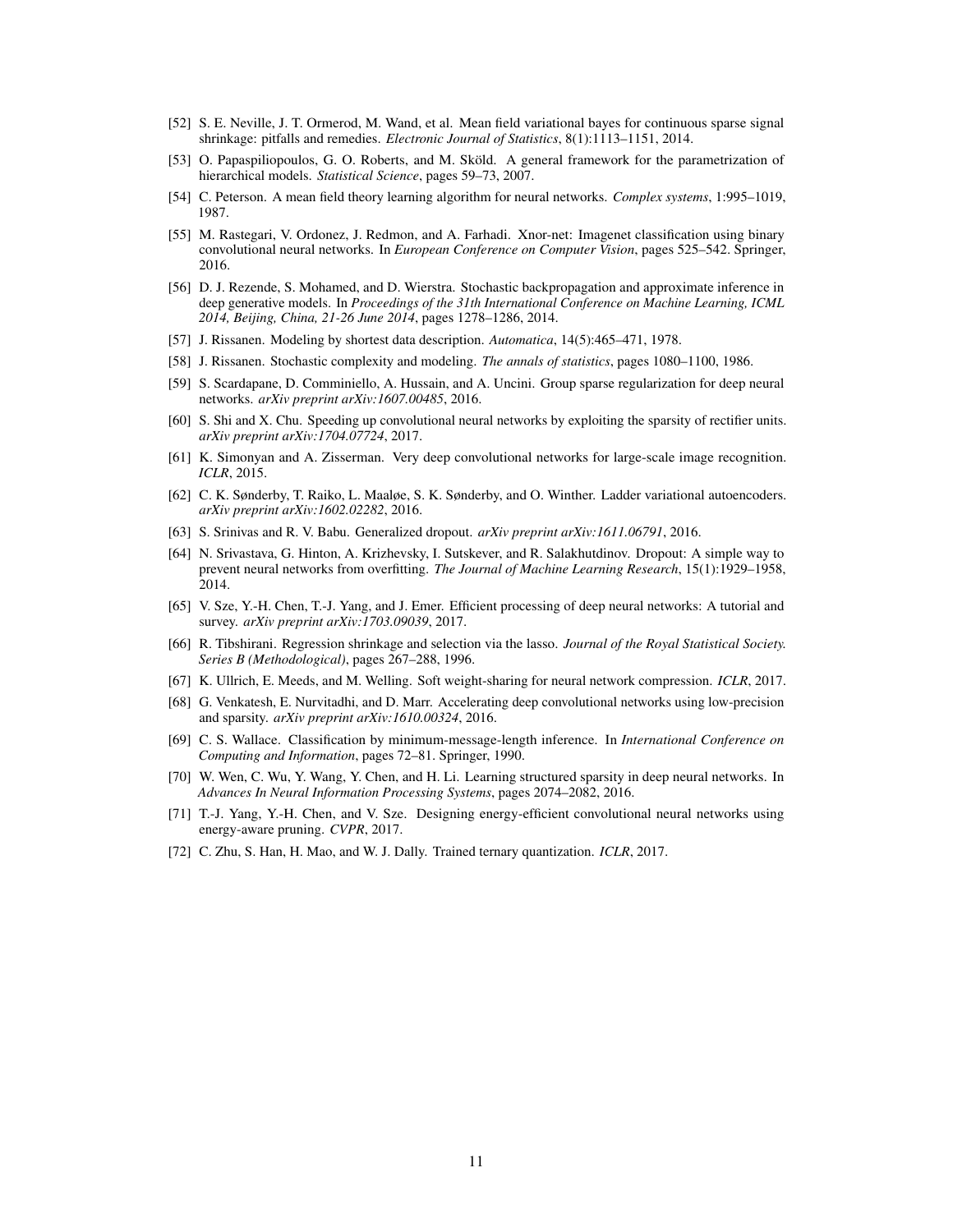[52] S. E. Neville, J. T. Ormerod, M. Wand, et al. Mean field variational bayes for continuous sparse signal shrinkage: pitfalls and remedies. *Electronic Journal of Statistics*, 8(1):1113–1151, 2014.

[53] O. Papaspiliopoulos, G. O. Roberts, and M. Sköld. A general framework for the parametrization of hierarchical models. *Statistical Science*, pages 59–73, 2007.

[54] C. Peterson. A mean field theory learning algorithm for neural networks. *Complex systems*, 1:995–1019, 1987.

[55] M. Rastegari, V. Ordonez, J. Redmon, and A. Farhadi. Xnor-net: Imagenet classification using binary convolutional neural networks. In *European Conference on Computer Vision*, pages 525–542. Springer, 2016.

[56] D. J. Rezende, S. Mohamed, and D. Wierstra. Stochastic backpropagation and approximate inference in deep generative models. In *Proceedings of the 31th International Conference on Machine Learning, ICML 2014, Beijing, China, 21-26 June 2014*, pages 1278–1286, 2014.

[57] J. Rissanen. Modeling by shortest data description. *Automatica*, 14(5):465–471, 1978.

[58] J. Rissanen. Stochastic complexity and modeling. *The annals of statistics*, pages 1080–1100, 1986.

[59] S. Scardapane, D. Comminiello, A. Hussain, and A. Uncini. Group sparse regularization for deep neural networks. *arXiv preprint arXiv:1607.00485*, 2016.

[60] S. Shi and X. Chu. Speeding up convolutional neural networks by exploiting the sparsity of rectifier units. *arXiv preprint arXiv:1704.07724*, 2017.

[61] K. Simonyan and A. Zisserman. Very deep convolutional networks for large-scale image recognition. *ICLR*, 2015.

[62] C. K. Sønderby, T. Raiko, L. Maaløe, S. K. Sønderby, and O. Winther. Ladder variational autoencoders. *arXiv preprint arXiv:1602.02282*, 2016.

[63] S. Srinivas and R. V. Babu. Generalized dropout. *arXiv preprint arXiv:1611.06791*, 2016.

[64] N. Srivastava, G. Hinton, A. Krizhevsky, I. Sutskever, and R. Salakhutdinov. Dropout: A simple way to prevent neural networks from overfitting. *The Journal of Machine Learning Research*, 15(1):1929–1958, 2014.

[65] V. Sze, Y.-H. Chen, T.-J. Yang, and J. Emer. Efficient processing of deep neural networks: A tutorial and survey. *arXiv preprint arXiv:1703.09039*, 2017.

[66] R. Tibshirani. Regression shrinkage and selection via the lasso. *Journal of the Royal Statistical Society. Series B (Methodological)*, pages 267–288, 1996.

[67] K. Ullrich, E. Meeds, and M. Welling. Soft weight-sharing for neural network compression. *ICLR*, 2017.

[68] G. Venkatesh, E. Nurvitadhi, and D. Marr. Accelerating deep convolutional networks using low-precision and sparsity. *arXiv preprint arXiv:1610.00324*, 2016.

[69] C. S. Wallace. Classification by minimum-message-length inference. In *International Conference on Computing and Information*, pages 72–81. Springer, 1990.

[70] W. Wen, C. Wu, Y. Wang, Y. Chen, and H. Li. Learning structured sparsity in deep neural networks. In *Advances In Neural Information Processing Systems*, pages 2074–2082, 2016.

[71] T.-J. Yang, Y.-H. Chen, and V. Sze. Designing energy-efficient convolutional neural networks using energy-aware pruning. *CVPR*, 2017.

[72] C. Zhu, S. Han, H. Mao, and W. J. Dally. Trained ternary quantization. *ICLR*, 2017.